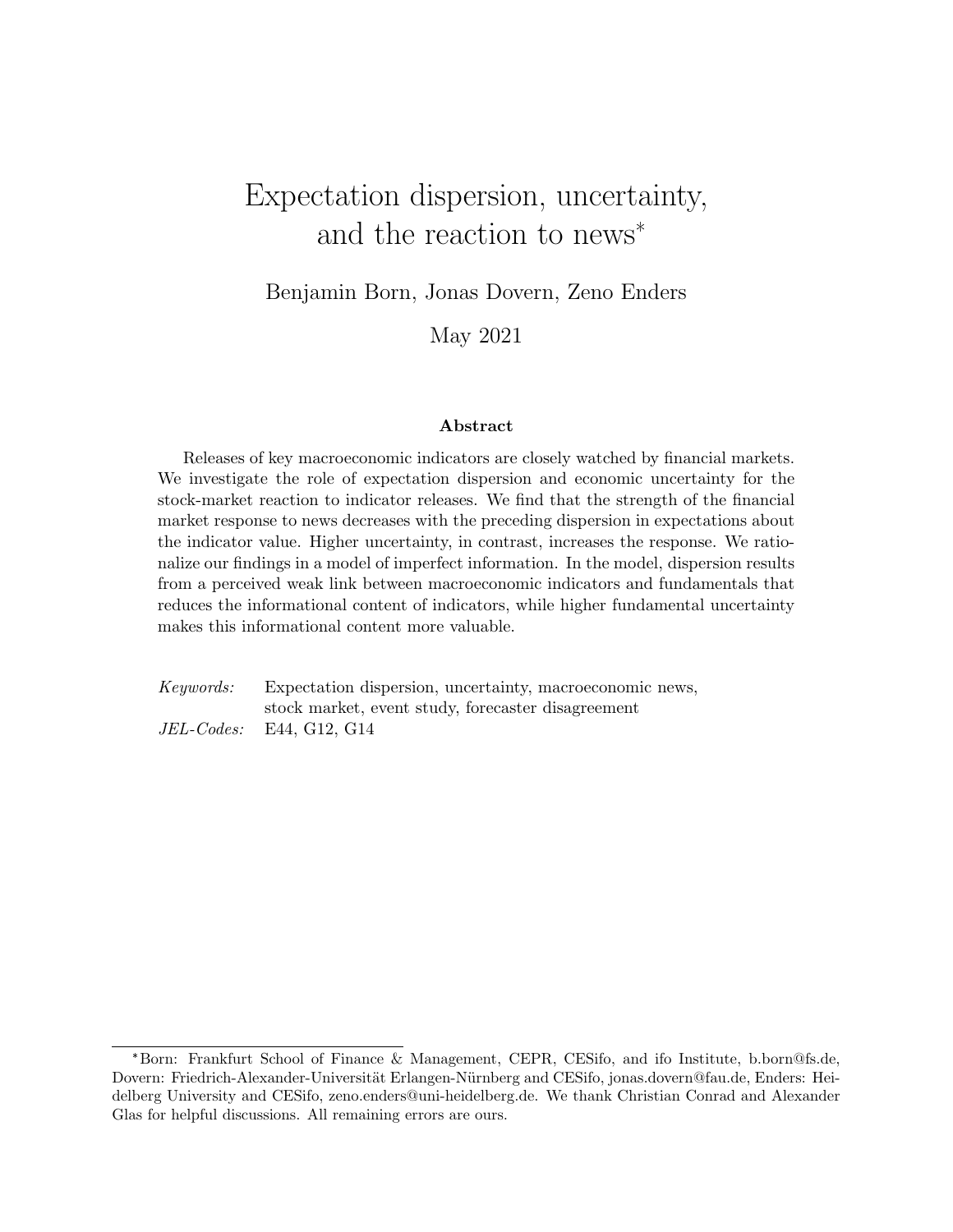# Expectation dispersion, uncertainty, and the reaction to news*

Benjamin Born, Jonas Dovern, Zeno Enders

May 2021

## Abstract

Releases of key macroeconomic indicators are closely watched by financial markets. We investigate the role of expectation dispersion and economic uncertainty for the stock-market reaction to indicator releases. We find that the strength of the financial market response to news decreases with the preceding dispersion in expectations about the indicator value. Higher uncertainty, in contrast, increases the response. We rationalize our findings in a model of imperfect information. In the model, dispersion results from a perceived weak link between macroeconomic indicators and fundamentals that reduces the informational content of indicators, while higher fundamental uncertainty makes this informational content more valuable.

*Keywords:* Expectation dispersion, uncertainty, macroeconomic news, stock market, event study, forecaster disagreement

*JEL-Codes:* E44, G12, G14

---

*Born: Frankfurt School of Finance & Management, CEPR, CESifo, and ifo Institute, b.born@fs.de, Dovern: Friedrich-Alexander-Universität Erlangen-Nürnberg and CESifo, jonas.dovern@fau.de, Enders: Heidelberg University and CESifo, zeno.enders@uni-heidelberg.de. We thank Christian Conrad and Alexander Glas for helpful discussions. All remaining errors are ours.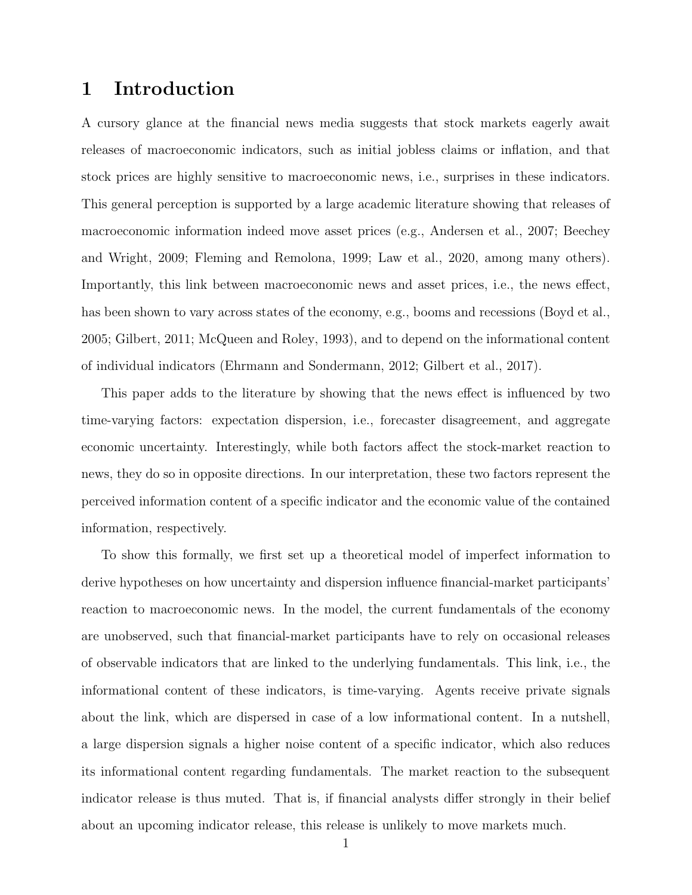# 1 Introduction

A cursory glance at the financial news media suggests that stock markets eagerly await releases of macroeconomic indicators, such as initial jobless claims or inflation, and that stock prices are highly sensitive to macroeconomic news, i.e., surprises in these indicators. This general perception is supported by a large academic literature showing that releases of macroeconomic information indeed move asset prices (e.g., Andersen et al., 2007; Beechey and Wright, 2009; Fleming and Remolona, 1999; Law et al., 2020, among many others). Importantly, this link between macroeconomic news and asset prices, i.e., the news effect, has been shown to vary across states of the economy, e.g., booms and recessions (Boyd et al., 2005; Gilbert, 2011; McQueen and Roley, 1993), and to depend on the informational content of individual indicators (Ehrmann and Sondermann, 2012; Gilbert et al., 2017).

This paper adds to the literature by showing that the news effect is influenced by two time-varying factors: expectation dispersion, i.e., forecaster disagreement, and aggregate economic uncertainty. Interestingly, while both factors affect the stock-market reaction to news, they do so in opposite directions. In our interpretation, these two factors represent the perceived information content of a specific indicator and the economic value of the contained information, respectively.

To show this formally, we first set up a theoretical model of imperfect information to derive hypotheses on how uncertainty and dispersion influence financial-market participants' reaction to macroeconomic news. In the model, the current fundamentals of the economy are unobserved, such that financial-market participants have to rely on occasional releases of observable indicators that are linked to the underlying fundamentals. This link, i.e., the informational content of these indicators, is time-varying. Agents receive private signals about the link, which are dispersed in case of a low informational content. In a nutshell, a large dispersion signals a higher noise content of a specific indicator, which also reduces its informational content regarding fundamentals. The market reaction to the subsequent indicator release is thus muted. That is, if financial analysts differ strongly in their belief about an upcoming indicator release, this release is unlikely to move markets much.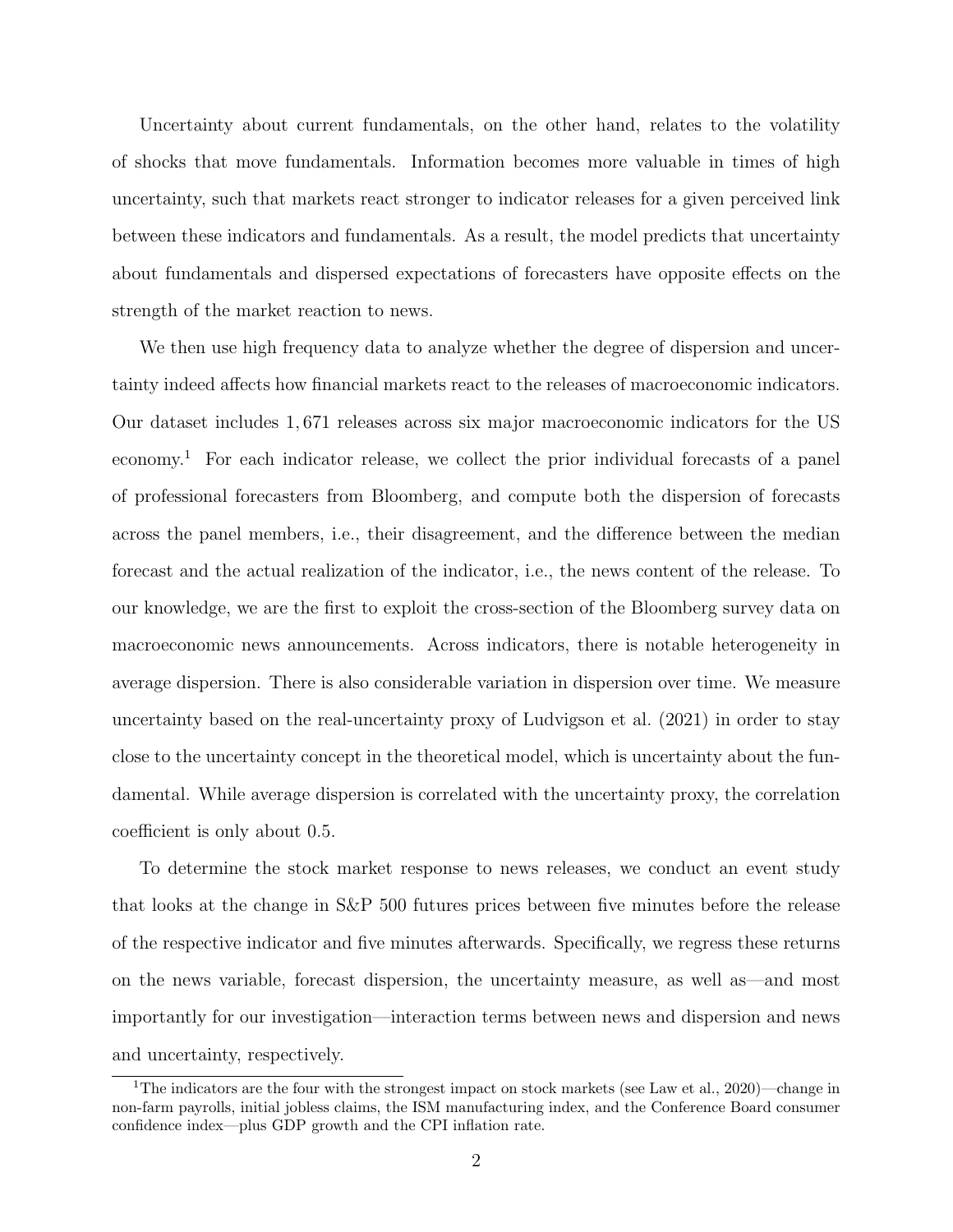Uncertainty about current fundamentals, on the other hand, relates to the volatility of shocks that move fundamentals. Information becomes more valuable in times of high uncertainty, such that markets react stronger to indicator releases for a given perceived link between these indicators and fundamentals. As a result, the model predicts that uncertainty about fundamentals and dispersed expectations of forecasters have opposite effects on the strength of the market reaction to news.

We then use high frequency data to analyze whether the degree of dispersion and uncertainty indeed affects how financial markets react to the releases of macroeconomic indicators. Our dataset includes $1,671$ releases across six major macroeconomic indicators for the US economy.[1] For each indicator release, we collect the prior individual forecasts of a panel of professional forecasters from Bloomberg, and compute both the dispersion of forecasts across the panel members, i.e., their disagreement, and the difference between the median forecast and the actual realization of the indicator, i.e., the news content of the release. To our knowledge, we are the first to exploit the cross-section of the Bloomberg survey data on macroeconomic news announcements. Across indicators, there is notable heterogeneity in average dispersion. There is also considerable variation in dispersion over time. We measure uncertainty based on the real-uncertainty proxy of Ludvigson et al. (2021) in order to stay close to the uncertainty concept in the theoretical model, which is uncertainty about the fundamental. While average dispersion is correlated with the uncertainty proxy, the correlation coefficient is only about 0.5.

To determine the stock market response to news releases, we conduct an event study that looks at the change in S&P 500 futures prices between five minutes before the release of the respective indicator and five minutes afterwards. Specifically, we regress these returns on the news variable, forecast dispersion, the uncertainty measure, as well as—and most importantly for our investigation—interaction terms between news and dispersion and news and uncertainty, respectively.

[1] The indicators are the four with the strongest impact on stock markets (see Law et al., 2020)—change in non-farm payrolls, initial jobless claims, the ISM manufacturing index, and the Conference Board consumer confidence index—plus GDP growth and the CPI inflation rate.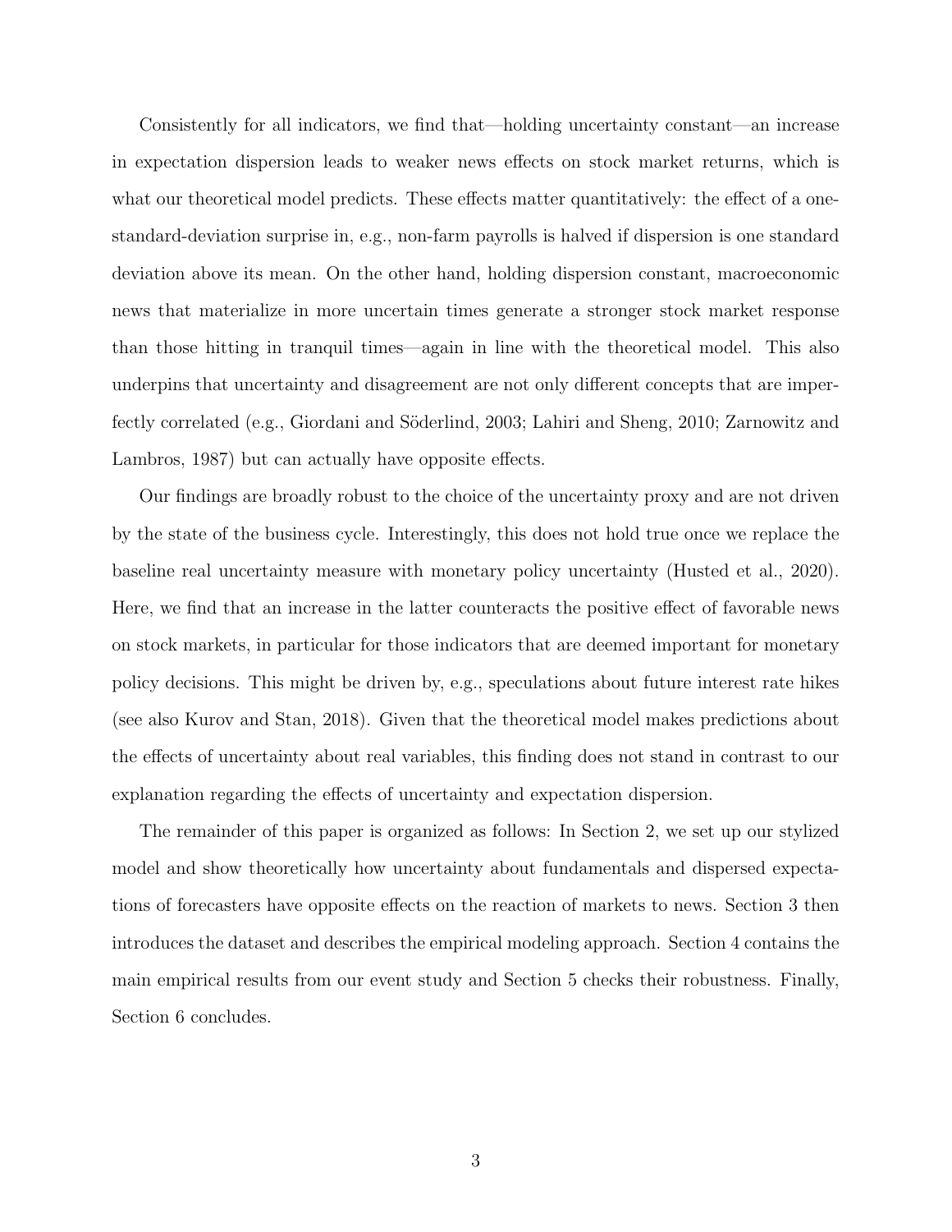Consistently for all indicators, we find that—holding uncertainty constant—an increase in expectation dispersion leads to weaker news effects on stock market returns, which is what our theoretical model predicts. These effects matter quantitatively: the effect of a one-standard-deviation surprise in, e.g., non-farm payrolls is halved if dispersion is one standard deviation above its mean. On the other hand, holding dispersion constant, macroeconomic news that materialize in more uncertain times generate a stronger stock market response than those hitting in tranquil times—again in line with the theoretical model. This also underpins that uncertainty and disagreement are not only different concepts that are imperfectly correlated (e.g., Giordani and Söderlind, 2003; Lahiri and Sheng, 2010; Zarnowitz and Lambros, 1987) but can actually have opposite effects.

Our findings are broadly robust to the choice of the uncertainty proxy and are not driven by the state of the business cycle. Interestingly, this does not hold true once we replace the baseline real uncertainty measure with monetary policy uncertainty (Husted et al., 2020). Here, we find that an increase in the latter counteracts the positive effect of favorable news on stock markets, in particular for those indicators that are deemed important for monetary policy decisions. This might be driven by, e.g., speculations about future interest rate hikes (see also Kurov and Stan, 2018). Given that the theoretical model makes predictions about the effects of uncertainty about real variables, this finding does not stand in contrast to our explanation regarding the effects of uncertainty and expectation dispersion.

The remainder of this paper is organized as follows: In Section 2, we set up our stylized model and show theoretically how uncertainty about fundamentals and dispersed expectations of forecasters have opposite effects on the reaction of markets to news. Section 3 then introduces the dataset and describes the empirical modeling approach. Section 4 contains the main empirical results from our event study and Section 5 checks their robustness. Finally, Section 6 concludes.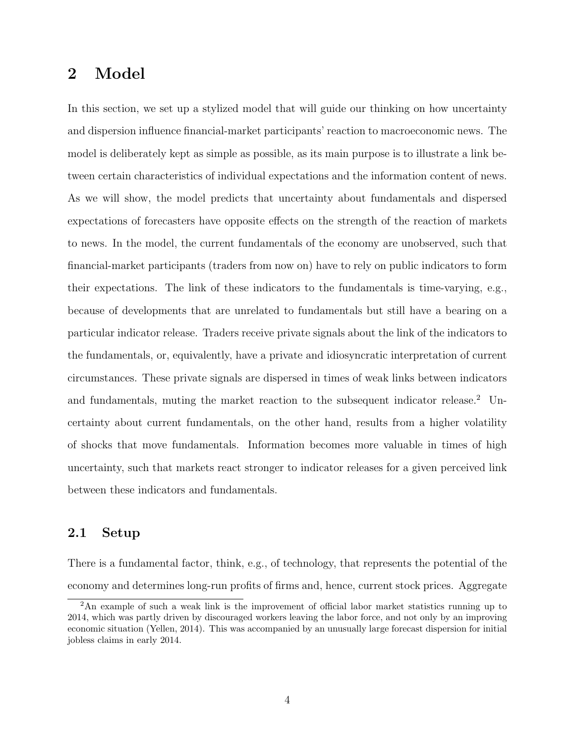## 2 Model

In this section, we set up a stylized model that will guide our thinking on how uncertainty and dispersion influence financial-market participants' reaction to macroeconomic news. The model is deliberately kept as simple as possible, as its main purpose is to illustrate a link between certain characteristics of individual expectations and the information content of news. As we will show, the model predicts that uncertainty about fundamentals and dispersed expectations of forecasters have opposite effects on the strength of the reaction of markets to news. In the model, the current fundamentals of the economy are unobserved, such that financial-market participants (traders from now on) have to rely on public indicators to form their expectations. The link of these indicators to the fundamentals is time-varying, e.g., because of developments that are unrelated to fundamentals but still have a bearing on a particular indicator release. Traders receive private signals about the link of the indicators to the fundamentals, or, equivalently, have a private and idiosyncratic interpretation of current circumstances. These private signals are dispersed in times of weak links between indicators and fundamentals, muting the market reaction to the subsequent indicator release.[2] Uncertainty about current fundamentals, on the other hand, results from a higher volatility of shocks that move fundamentals. Information becomes more valuable in times of high uncertainty, such that markets react stronger to indicator releases for a given perceived link between these indicators and fundamentals.

### 2.1 Setup

There is a fundamental factor, think, e.g., of technology, that represents the potential of the economy and determines long-run profits of firms and, hence, current stock prices. Aggregate

[2] An example of such a weak link is the improvement of official labor market statistics running up to 2014, which was partly driven by discouraged workers leaving the labor force, and not only by an improving economic situation (Yellen, 2014). This was accompanied by an unusually large forecast dispersion for initial jobless claims in early 2014.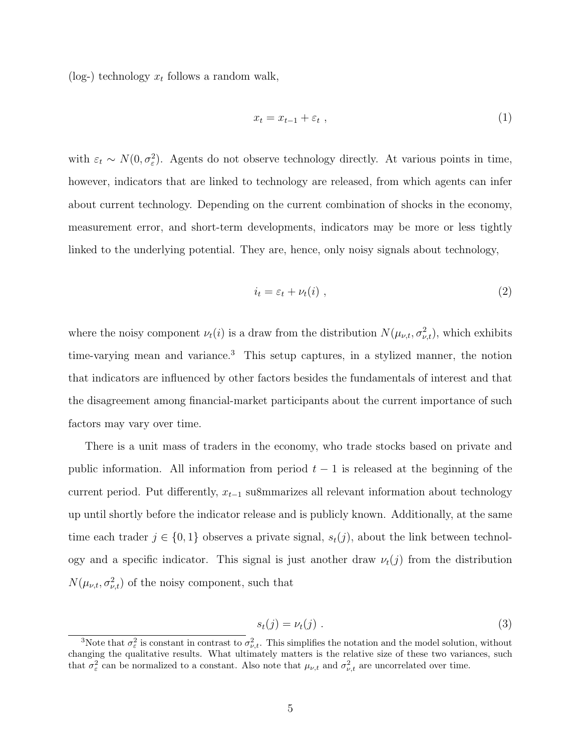(log-) technology $x_t$ follows a random walk,

$$x_t = x_{t-1} + \varepsilon_t \ , \tag{1}$$

with $\varepsilon_t \sim N(0, \sigma_\varepsilon^2)$. Agents do not observe technology directly. At various points in time, however, indicators that are linked to technology are released, from which agents can infer about current technology. Depending on the current combination of shocks in the economy, measurement error, and short-term developments, indicators may be more or less tightly linked to the underlying potential. They are, hence, only noisy signals about technology,

$$i_t = \varepsilon_t + \nu_t(i) \ , \tag{2}$$

where the noisy component $\nu_t(i)$ is a draw from the distribution $N(\mu_{\nu,t}, \sigma_{\nu,t}^2)$, which exhibits time-varying mean and variance.[3] This setup captures, in a stylized manner, the notion that indicators are influenced by other factors besides the fundamentals of interest and that the disagreement among financial-market participants about the current importance of such factors may vary over time.

There is a unit mass of traders in the economy, who trade stocks based on private and public information. All information from period $t-1$ is released at the beginning of the current period. Put differently, $x_{t-1}$ su8mmarizes all relevant information about technology up until shortly before the indicator release and is publicly known. Additionally, at the same time each trader $j \in \{0, 1\}$ observes a private signal, $s_t(j)$, about the link between technology and a specific indicator. This signal is just another draw $\nu_t(j)$ from the distribution $N(\mu_{\nu,t}, \sigma_{\nu,t}^2)$ of the noisy component, such that

$$s_t(j) = \nu_t(j) \ . \tag{3}$$

[3] Note that $\sigma_\varepsilon^2$ is constant in contrast to $\sigma_{\nu,t}^2$. This simplifies the notation and the model solution, without changing the qualitative results. What ultimately matters is the relative size of these two variances, such that $\sigma_\varepsilon^2$ can be normalized to a constant. Also note that $\mu_{\nu,t}$ and $\sigma_{\nu,t}^2$ are uncorrelated over time.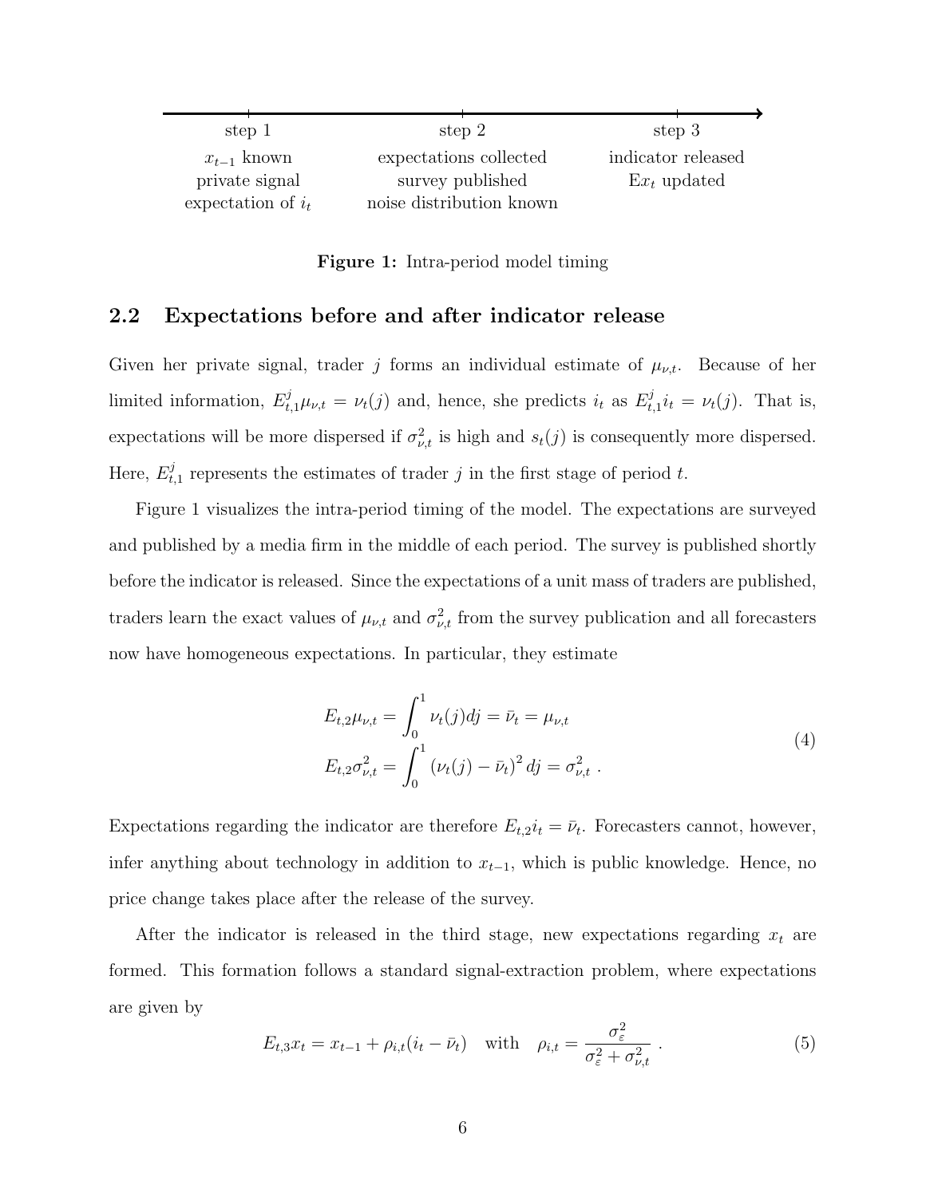| step 1 | step 2 | step 3 |
| --- | --- | --- |
| $x_{t-1}$ known<br>private signal<br>expectation of $i_t$ | expectations collected<br>survey published<br>noise distribution known | indicator released<br>$\mathrm{E}x_t$ updated |

**Figure 1:** Intra-period model timing

## 2.2 Expectations before and after indicator release

Given her private signal, trader $j$ forms an individual estimate of $\mu_{\nu,t}$. Because of her limited information, $E^j_{t,1}\mu_{\nu,t} = \nu_t(j)$ and, hence, she predicts $i_t$ as $E^j_{t,1}i_t = \nu_t(j)$. That is, expectations will be more dispersed if $\sigma^2_{\nu,t}$ is high and $s_t(j)$ is consequently more dispersed. Here, $E^j_{t,1}$ represents the estimates of trader $j$ in the first stage of period $t$.

Figure 1 visualizes the intra-period timing of the model. The expectations are surveyed and published by a media firm in the middle of each period. The survey is published shortly before the indicator is released. Since the expectations of a unit mass of traders are published, traders learn the exact values of $\mu_{\nu,t}$ and $\sigma^2_{\nu,t}$ from the survey publication and all forecasters now have homogeneous expectations. In particular, they estimate

$$
\begin{aligned}
E_{t,2}\mu_{\nu,t} &= \int_0^1 \nu_t(j)dj = \bar{\nu}_t = \mu_{\nu,t} \\
E_{t,2}\sigma^2_{\nu,t} &= \int_0^1 \left(\nu_t(j) - \bar{\nu}_t\right)^2 dj = \sigma^2_{\nu,t} \ .
\end{aligned}
\tag{4}
$$

Expectations regarding the indicator are therefore $E_{t,2}i_t = \bar{\nu}_t$. Forecasters cannot, however, infer anything about technology in addition to $x_{t-1}$, which is public knowledge. Hence, no price change takes place after the release of the survey.

After the indicator is released in the third stage, new expectations regarding $x_t$ are formed. This formation follows a standard signal-extraction problem, where expectations are given by

$$
E_{t,3}x_t = x_{t-1} + \rho_{i,t}(i_t - \bar{\nu}_t) \quad \text{with} \quad \rho_{i,t} = \frac{\sigma^2_\varepsilon}{\sigma^2_\varepsilon + \sigma^2_{\nu,t}} \ . \tag{5}
$$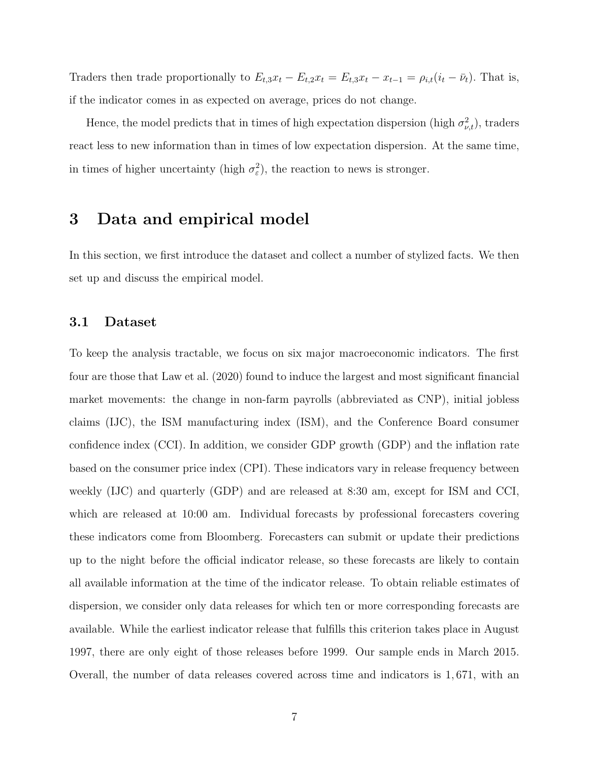Traders then trade proportionally to $E_{t,3}x_t - E_{t,2}x_t = E_{t,3}x_t - x_{t-1} = \rho_{i,t}(i_t - \bar{\nu}_t)$. That is, if the indicator comes in as expected on average, prices do not change.

Hence, the model predicts that in times of high expectation dispersion (high $\sigma^2_{\nu,t}$), traders react less to new information than in times of low expectation dispersion. At the same time, in times of higher uncertainty (high $\sigma^2_{\varepsilon}$), the reaction to news is stronger.

# 3 Data and empirical model

In this section, we first introduce the dataset and collect a number of stylized facts. We then set up and discuss the empirical model.

## 3.1 Dataset

To keep the analysis tractable, we focus on six major macroeconomic indicators. The first four are those that Law et al. (2020) found to induce the largest and most significant financial market movements: the change in non-farm payrolls (abbreviated as CNP), initial jobless claims (IJC), the ISM manufacturing index (ISM), and the Conference Board consumer confidence index (CCI). In addition, we consider GDP growth (GDP) and the inflation rate based on the consumer price index (CPI). These indicators vary in release frequency between weekly (IJC) and quarterly (GDP) and are released at 8:30 am, except for ISM and CCI, which are released at 10:00 am. Individual forecasts by professional forecasters covering these indicators come from Bloomberg. Forecasters can submit or update their predictions up to the night before the official indicator release, so these forecasts are likely to contain all available information at the time of the indicator release. To obtain reliable estimates of dispersion, we consider only data releases for which ten or more corresponding forecasts are available. While the earliest indicator release that fulfills this criterion takes place in August 1997, there are only eight of those releases before 1999. Our sample ends in March 2015. Overall, the number of data releases covered across time and indicators is 1,671, with an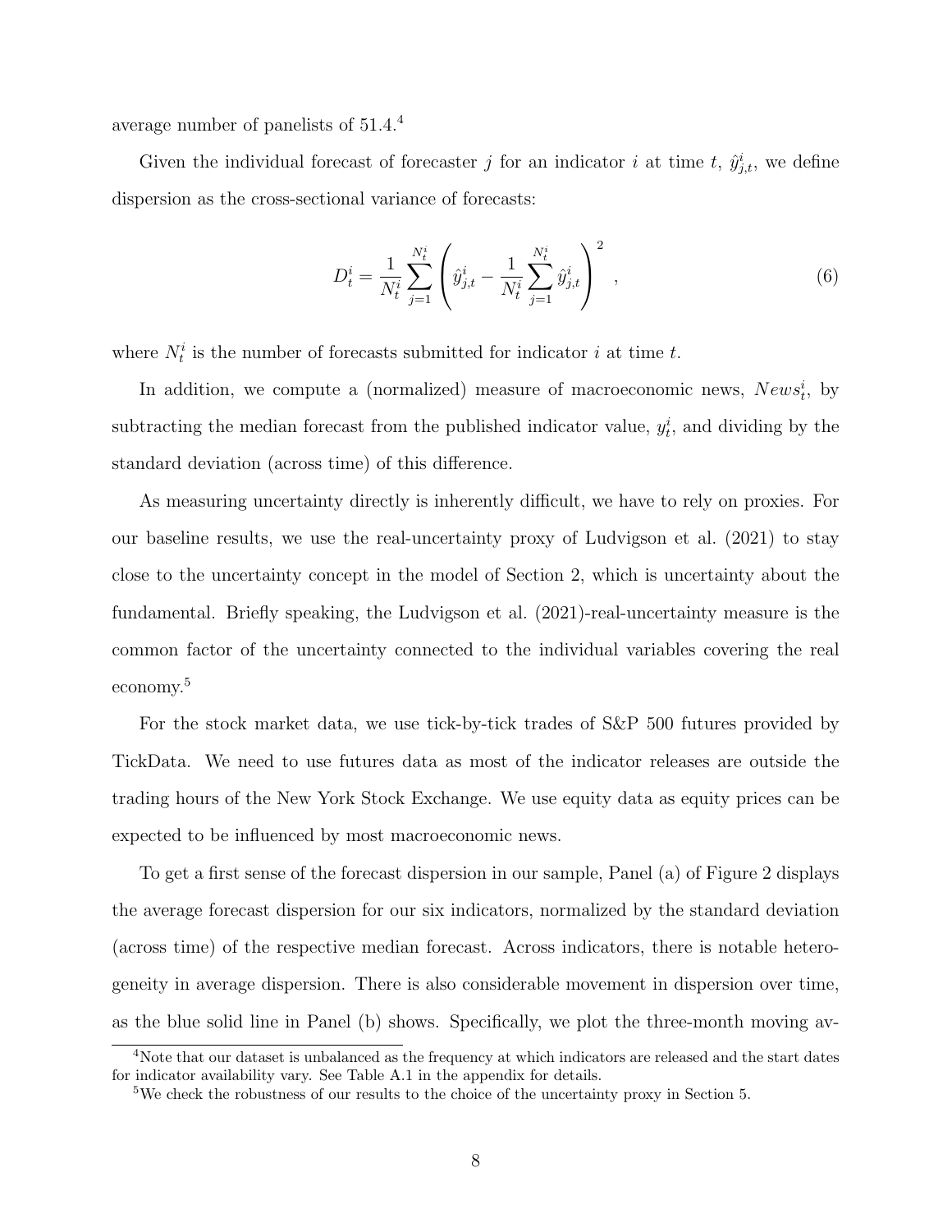average number of panelists of 51.4.[4]

Given the individual forecast of forecaster $j$ for an indicator $i$ at time $t$, $\hat{y}^i_{j,t}$, we define dispersion as the cross-sectional variance of forecasts:

$$D^i_t = \frac{1}{N^i_t} \sum_{j=1}^{N^i_t} \left( \hat{y}^i_{j,t} - \frac{1}{N^i_t} \sum_{j=1}^{N^i_t} \hat{y}^i_{j,t} \right)^2 , \tag{6}$$

where $N^i_t$ is the number of forecasts submitted for indicator $i$ at time $t$.

In addition, we compute a (normalized) measure of macroeconomic news, $News^i_t$, by subtracting the median forecast from the published indicator value, $y^i_t$, and dividing by the standard deviation (across time) of this difference.

As measuring uncertainty directly is inherently difficult, we have to rely on proxies. For our baseline results, we use the real-uncertainty proxy of Ludvigson et al. (2021) to stay close to the uncertainty concept in the model of Section 2, which is uncertainty about the fundamental. Briefly speaking, the Ludvigson et al. (2021)-real-uncertainty measure is the common factor of the uncertainty connected to the individual variables covering the real economy.[5]

For the stock market data, we use tick-by-tick trades of S&P 500 futures provided by TickData. We need to use futures data as most of the indicator releases are outside the trading hours of the New York Stock Exchange. We use equity data as equity prices can be expected to be influenced by most macroeconomic news.

To get a first sense of the forecast dispersion in our sample, Panel (a) of Figure 2 displays the average forecast dispersion for our six indicators, normalized by the standard deviation (across time) of the respective median forecast. Across indicators, there is notable heterogeneity in average dispersion. There is also considerable movement in dispersion over time, as the blue solid line in Panel (b) shows. Specifically, we plot the three-month moving av-

[4]Note that our dataset is unbalanced as the frequency at which indicators are released and the start dates for indicator availability vary. See Table A.1 in the appendix for details.

[5]We check the robustness of our results to the choice of the uncertainty proxy in Section 5.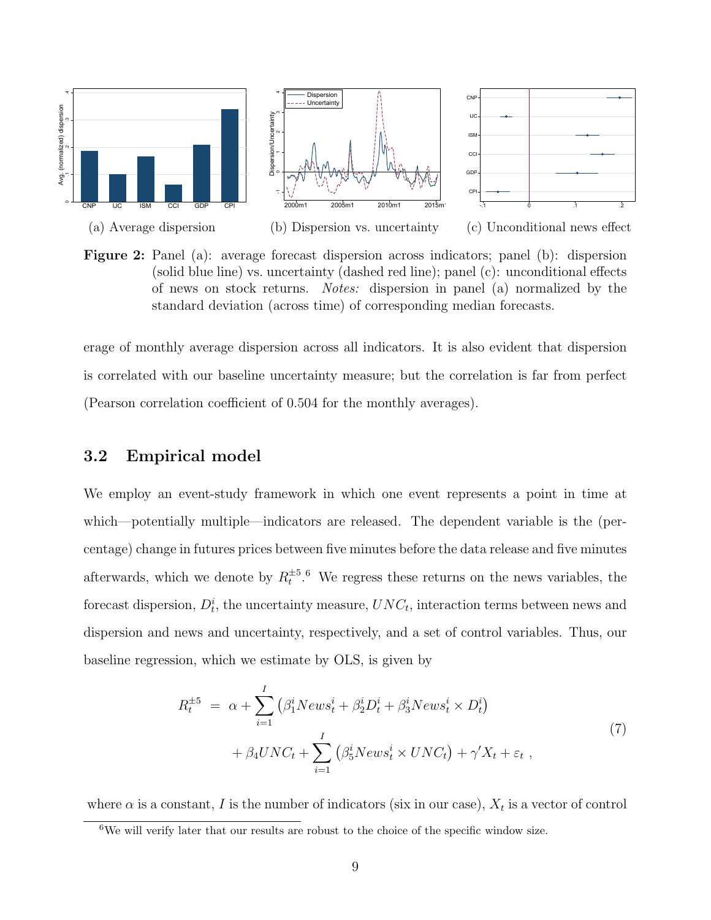(a) Average dispersion (b) Dispersion vs. uncertainty (c) Unconditional news effect

**Figure 2:** Panel (a): average forecast dispersion across indicators; panel (b): dispersion (solid blue line) vs. uncertainty (dashed red line); panel (c): unconditional effects of news on stock returns. *Notes:* dispersion in panel (a) normalized by the standard deviation (across time) of corresponding median forecasts.

erage of monthly average dispersion across all indicators. It is also evident that dispersion is correlated with our baseline uncertainty measure; but the correlation is far from perfect (Pearson correlation coefficient of 0.504 for the monthly averages).

## 3.2 Empirical model

We employ an event-study framework in which one event represents a point in time at which—potentially multiple—indicators are released. The dependent variable is the (percentage) change in futures prices between five minutes before the data release and five minutes afterwards, which we denote by $R_t^{\pm 5}$.[6] We regress these returns on the news variables, the forecast dispersion, $D_t^i$, the uncertainty measure, $UNC_t$, interaction terms between news and dispersion and news and uncertainty, respectively, and a set of control variables. Thus, our baseline regression, which we estimate by OLS, is given by

$$
\begin{aligned}
R_t^{\pm 5} \;=\; & \alpha + \sum_{i=1}^{I} \left( \beta_1^i News_t^i + \beta_2^i D_t^i + \beta_3^i News_t^i \times D_t^i \right) \\
& + \beta_4 UNC_t + \sum_{i=1}^{I} \left( \beta_5^i News_t^i \times UNC_t \right) + \gamma' X_t + \varepsilon_t \ ,
\end{aligned}
\tag{7}
$$

where $\alpha$ is a constant, $I$ is the number of indicators (six in our case), $X_t$ is a vector of control

[6] We will verify later that our results are robust to the choice of the specific window size.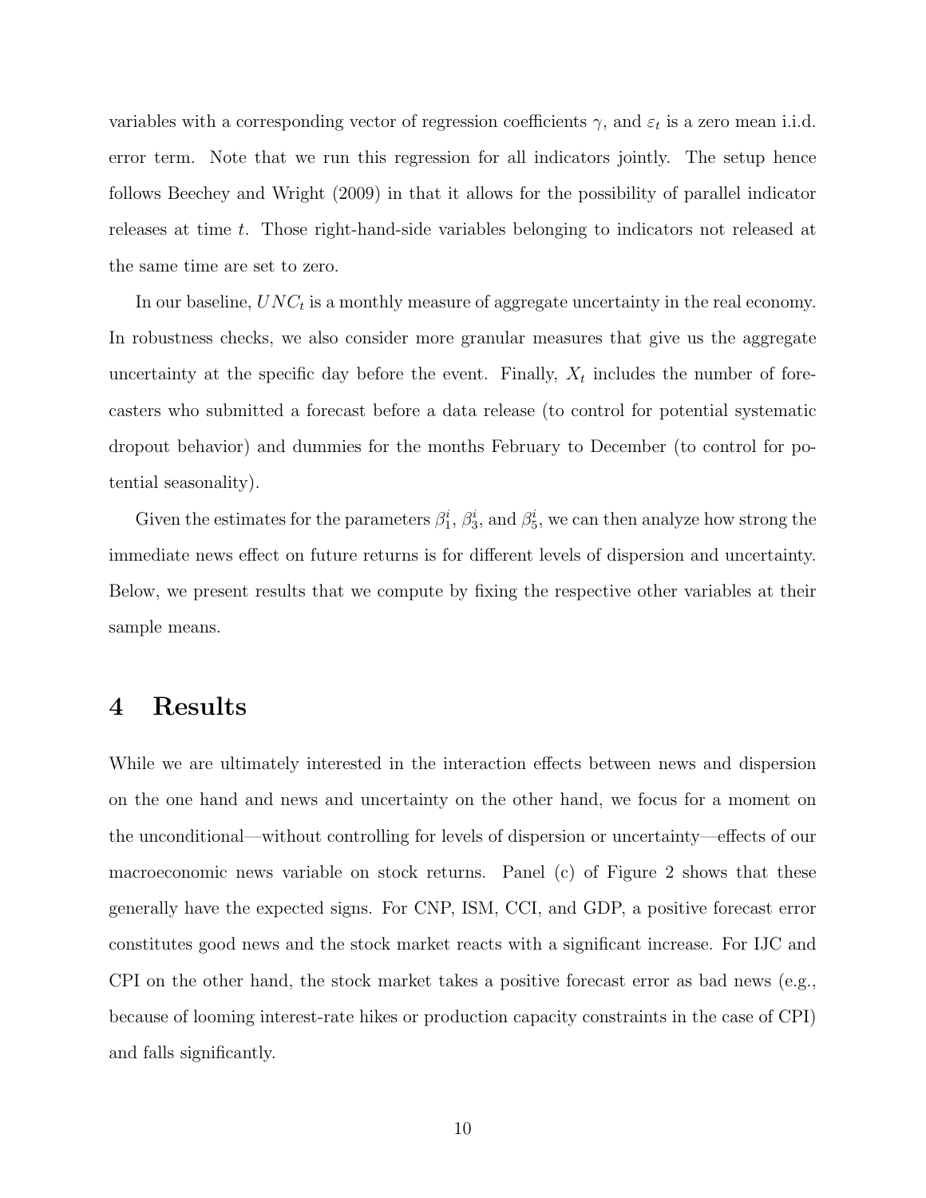variables with a corresponding vector of regression coefficients $\gamma$, and $\varepsilon_t$ is a zero mean i.i.d. error term. Note that we run this regression for all indicators jointly. The setup hence follows Beechey and Wright (2009) in that it allows for the possibility of parallel indicator releases at time $t$. Those right-hand-side variables belonging to indicators not released at the same time are set to zero.

In our baseline, $UNC_t$ is a monthly measure of aggregate uncertainty in the real economy. In robustness checks, we also consider more granular measures that give us the aggregate uncertainty at the specific day before the event. Finally, $X_t$ includes the number of forecasters who submitted a forecast before a data release (to control for potential systematic dropout behavior) and dummies for the months February to December (to control for potential seasonality).

Given the estimates for the parameters $\beta_1^i$, $\beta_3^i$, and $\beta_5^i$, we can then analyze how strong the immediate news effect on future returns is for different levels of dispersion and uncertainty. Below, we present results that we compute by fixing the respective other variables at their sample means.

# 4 Results

While we are ultimately interested in the interaction effects between news and dispersion on the one hand and news and uncertainty on the other hand, we focus for a moment on the unconditional—without controlling for levels of dispersion or uncertainty—effects of our macroeconomic news variable on stock returns. Panel (c) of Figure 2 shows that these generally have the expected signs. For CNP, ISM, CCI, and GDP, a positive forecast error constitutes good news and the stock market reacts with a significant increase. For IJC and CPI on the other hand, the stock market takes a positive forecast error as bad news (e.g., because of looming interest-rate hikes or production capacity constraints in the case of CPI) and falls significantly.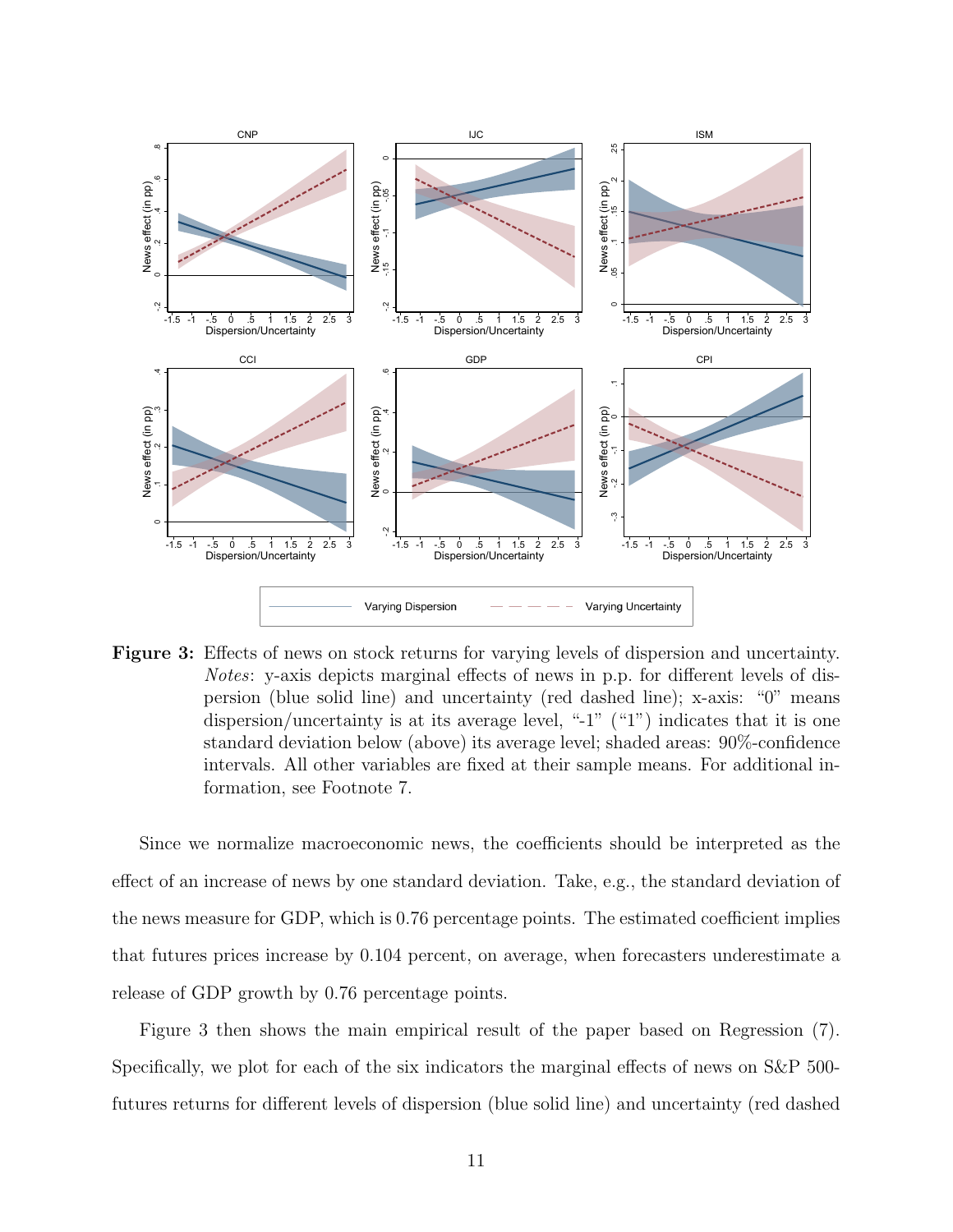**Figure 3:** Effects of news on stock returns for varying levels of dispersion and uncertainty. *Notes*: y-axis depicts marginal effects of news in p.p. for different levels of dispersion (blue solid line) and uncertainty (red dashed line); x-axis: "0" means dispersion/uncertainty is at its average level, "-1" ("1") indicates that it is one standard deviation below (above) its average level; shaded areas: 90%-confidence intervals. All other variables are fixed at their sample means. For additional information, see Footnote 7.

Since we normalize macroeconomic news, the coefficients should be interpreted as the effect of an increase of news by one standard deviation. Take, e.g., the standard deviation of the news measure for GDP, which is 0.76 percentage points. The estimated coefficient implies that futures prices increase by 0.104 percent, on average, when forecasters underestimate a release of GDP growth by 0.76 percentage points.

Figure 3 then shows the main empirical result of the paper based on Regression (7). Specifically, we plot for each of the six indicators the marginal effects of news on S&P 500-futures returns for different levels of dispersion (blue solid line) and uncertainty (red dashed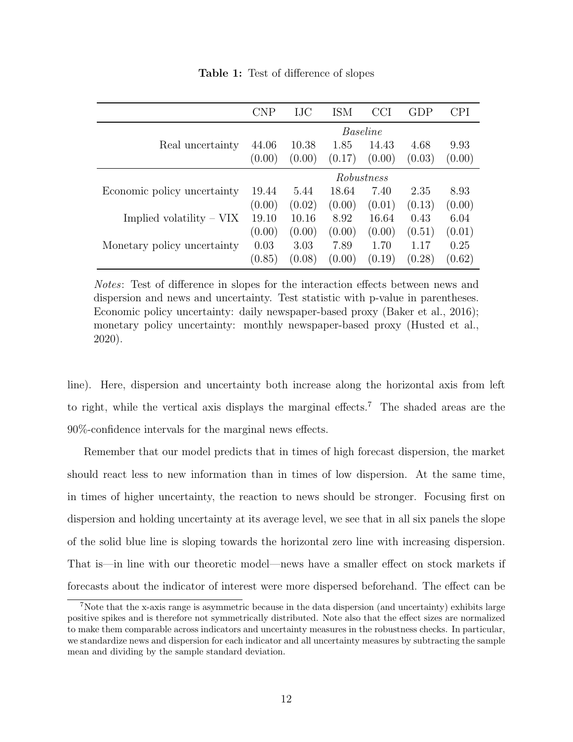**Table 1:** Test of difference of slopes

| | CNP | IJC | ISM | CCI | GDP | CPI |
|---|---|---|---|---|---|---|
| | *Baseline* | | | | | |
| Real uncertainty | 44.06 | 10.38 | 1.85 | 14.43 | 4.68 | 9.93 |
| | (0.00) | (0.00) | (0.17) | (0.00) | (0.03) | (0.00) |
| | *Robustness* | | | | | |
| Economic policy uncertainty | 19.44 | 5.44 | 18.64 | 7.40 | 2.35 | 8.93 |
| | (0.00) | (0.02) | (0.00) | (0.01) | (0.13) | (0.00) |
| Implied volatility – VIX | 19.10 | 10.16 | 8.92 | 16.64 | 0.43 | 6.04 |
| | (0.00) | (0.00) | (0.00) | (0.00) | (0.51) | (0.01) |
| Monetary policy uncertainty | 0.03 | 3.03 | 7.89 | 1.70 | 1.17 | 0.25 |
| | (0.85) | (0.08) | (0.00) | (0.19) | (0.28) | (0.62) |

*Notes*: Test of difference in slopes for the interaction effects between news and dispersion and news and uncertainty. Test statistic with p-value in parentheses. Economic policy uncertainty: daily newspaper-based proxy (Baker et al., 2016); monetary policy uncertainty: monthly newspaper-based proxy (Husted et al., 2020).

line). Here, dispersion and uncertainty both increase along the horizontal axis from left to right, while the vertical axis displays the marginal effects.[7] The shaded areas are the 90%-confidence intervals for the marginal news effects.

Remember that our model predicts that in times of high forecast dispersion, the market should react less to new information than in times of low dispersion. At the same time, in times of higher uncertainty, the reaction to news should be stronger. Focusing first on dispersion and holding uncertainty at its average level, we see that in all six panels the slope of the solid blue line is sloping towards the horizontal zero line with increasing dispersion. That is—in line with our theoretic model—news have a smaller effect on stock markets if forecasts about the indicator of interest were more dispersed beforehand. The effect can be

[7] Note that the x-axis range is asymmetric because in the data dispersion (and uncertainty) exhibits large positive spikes and is therefore not symmetrically distributed. Note also that the effect sizes are normalized to make them comparable across indicators and uncertainty measures in the robustness checks. In particular, we standardize news and dispersion for each indicator and all uncertainty measures by subtracting the sample mean and dividing by the sample standard deviation.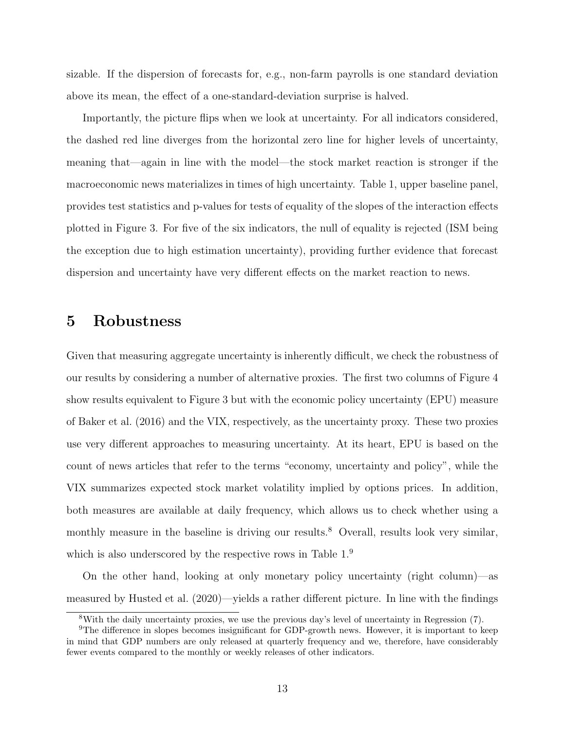sizable. If the dispersion of forecasts for, e.g., non-farm payrolls is one standard deviation above its mean, the effect of a one-standard-deviation surprise is halved.

Importantly, the picture flips when we look at uncertainty. For all indicators considered, the dashed red line diverges from the horizontal zero line for higher levels of uncertainty, meaning that—again in line with the model—the stock market reaction is stronger if the macroeconomic news materializes in times of high uncertainty. Table 1, upper baseline panel, provides test statistics and p-values for tests of equality of the slopes of the interaction effects plotted in Figure 3. For five of the six indicators, the null of equality is rejected (ISM being the exception due to high estimation uncertainty), providing further evidence that forecast dispersion and uncertainty have very different effects on the market reaction to news.

## 5 Robustness

Given that measuring aggregate uncertainty is inherently difficult, we check the robustness of our results by considering a number of alternative proxies. The first two columns of Figure 4 show results equivalent to Figure 3 but with the economic policy uncertainty (EPU) measure of Baker et al. (2016) and the VIX, respectively, as the uncertainty proxy. These two proxies use very different approaches to measuring uncertainty. At its heart, EPU is based on the count of news articles that refer to the terms "economy, uncertainty and policy", while the VIX summarizes expected stock market volatility implied by options prices. In addition, both measures are available at daily frequency, which allows us to check whether using a monthly measure in the baseline is driving our results.[8] Overall, results look very similar, which is also underscored by the respective rows in Table 1.[9]

On the other hand, looking at only monetary policy uncertainty (right column)—as measured by Husted et al. (2020)—yields a rather different picture. In line with the findings

[8] With the daily uncertainty proxies, we use the previous day's level of uncertainty in Regression (7).

[9] The difference in slopes becomes insignificant for GDP-growth news. However, it is important to keep in mind that GDP numbers are only released at quarterly frequency and we, therefore, have considerably fewer events compared to the monthly or weekly releases of other indicators.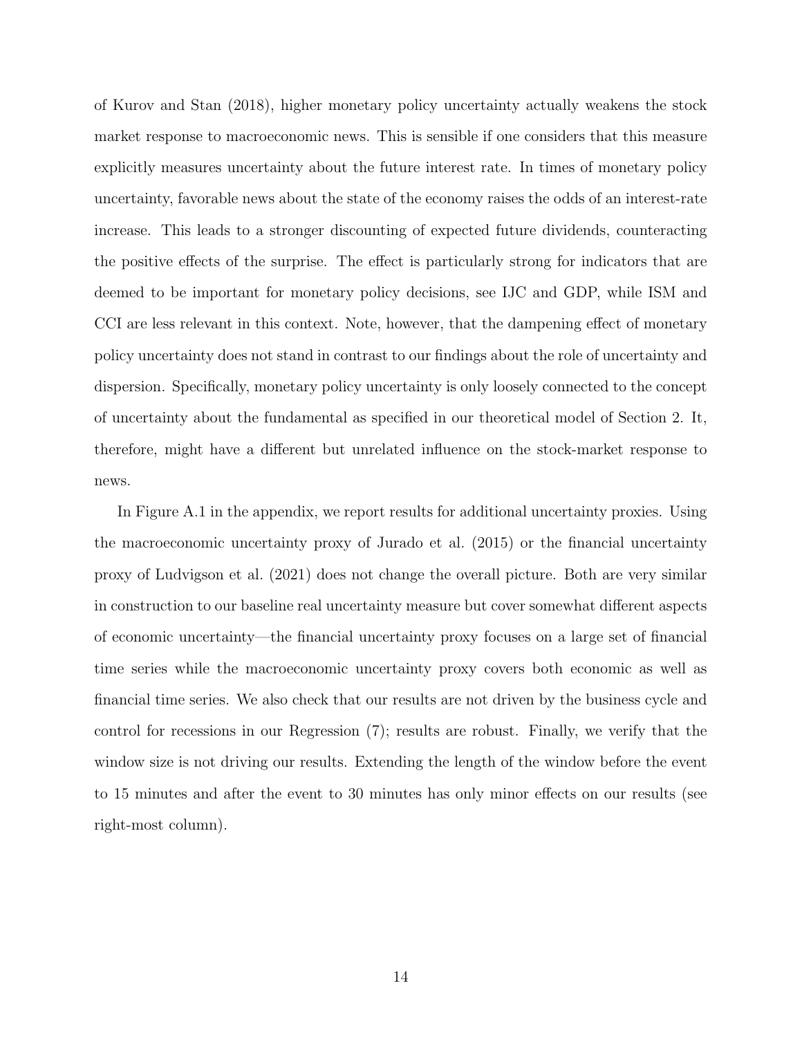of Kurov and Stan (2018), higher monetary policy uncertainty actually weakens the stock market response to macroeconomic news. This is sensible if one considers that this measure explicitly measures uncertainty about the future interest rate. In times of monetary policy uncertainty, favorable news about the state of the economy raises the odds of an interest-rate increase. This leads to a stronger discounting of expected future dividends, counteracting the positive effects of the surprise. The effect is particularly strong for indicators that are deemed to be important for monetary policy decisions, see IJC and GDP, while ISM and CCI are less relevant in this context. Note, however, that the dampening effect of monetary policy uncertainty does not stand in contrast to our findings about the role of uncertainty and dispersion. Specifically, monetary policy uncertainty is only loosely connected to the concept of uncertainty about the fundamental as specified in our theoretical model of Section 2. It, therefore, might have a different but unrelated influence on the stock-market response to news.

In Figure A.1 in the appendix, we report results for additional uncertainty proxies. Using the macroeconomic uncertainty proxy of Jurado et al. (2015) or the financial uncertainty proxy of Ludvigson et al. (2021) does not change the overall picture. Both are very similar in construction to our baseline real uncertainty measure but cover somewhat different aspects of economic uncertainty—the financial uncertainty proxy focuses on a large set of financial time series while the macroeconomic uncertainty proxy covers both economic as well as financial time series. We also check that our results are not driven by the business cycle and control for recessions in our Regression (7); results are robust. Finally, we verify that the window size is not driving our results. Extending the length of the window before the event to 15 minutes and after the event to 30 minutes has only minor effects on our results (see right-most column).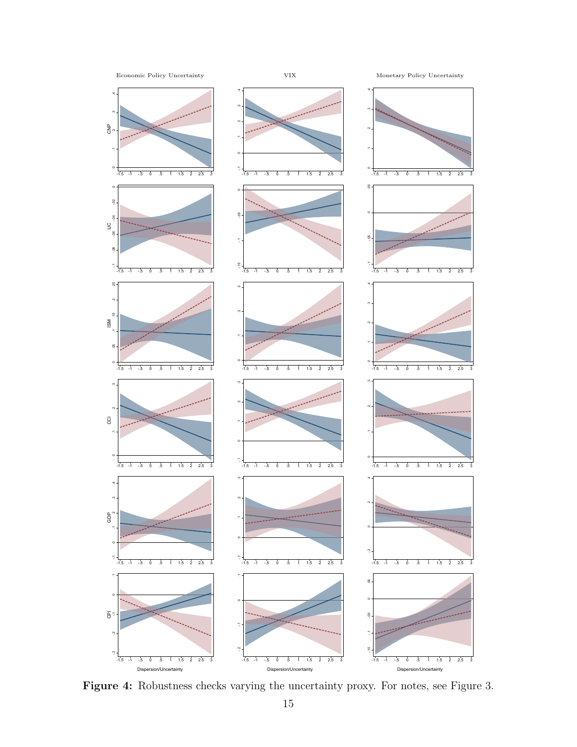**Figure 4:** Robustness checks varying the uncertainty proxy. For notes, see Figure 3.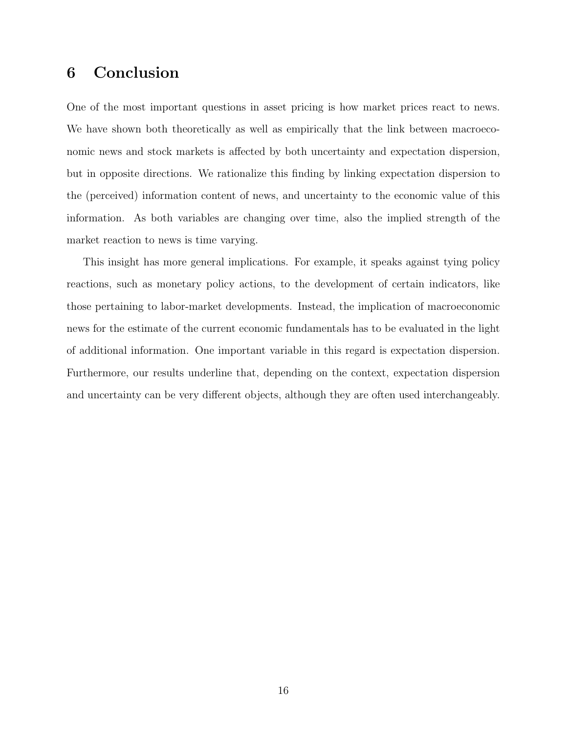# 6 Conclusion

One of the most important questions in asset pricing is how market prices react to news. We have shown both theoretically as well as empirically that the link between macroeconomic news and stock markets is affected by both uncertainty and expectation dispersion, but in opposite directions. We rationalize this finding by linking expectation dispersion to the (perceived) information content of news, and uncertainty to the economic value of this information. As both variables are changing over time, also the implied strength of the market reaction to news is time varying.

This insight has more general implications. For example, it speaks against tying policy reactions, such as monetary policy actions, to the development of certain indicators, like those pertaining to labor-market developments. Instead, the implication of macroeconomic news for the estimate of the current economic fundamentals has to be evaluated in the light of additional information. One important variable in this regard is expectation dispersion. Furthermore, our results underline that, depending on the context, expectation dispersion and uncertainty can be very different objects, although they are often used interchangeably.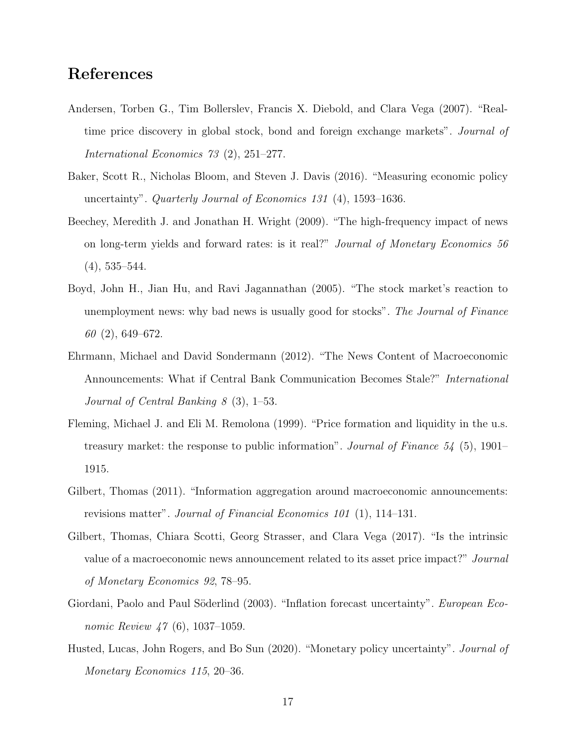## References

Andersen, Torben G., Tim Bollerslev, Francis X. Diebold, and Clara Vega (2007). "Real-time price discovery in global stock, bond and foreign exchange markets". *Journal of International Economics 73* (2), 251–277.

Baker, Scott R., Nicholas Bloom, and Steven J. Davis (2016). "Measuring economic policy uncertainty". *Quarterly Journal of Economics 131* (4), 1593–1636.

Beechey, Meredith J. and Jonathan H. Wright (2009). "The high-frequency impact of news on long-term yields and forward rates: is it real?" *Journal of Monetary Economics 56* (4), 535–544.

Boyd, John H., Jian Hu, and Ravi Jagannathan (2005). "The stock market's reaction to unemployment news: why bad news is usually good for stocks". *The Journal of Finance 60* (2), 649–672.

Ehrmann, Michael and David Sondermann (2012). "The News Content of Macroeconomic Announcements: What if Central Bank Communication Becomes Stale?" *International Journal of Central Banking 8* (3), 1–53.

Fleming, Michael J. and Eli M. Remolona (1999). "Price formation and liquidity in the u.s. treasury market: the response to public information". *Journal of Finance 54* (5), 1901–1915.

Gilbert, Thomas (2011). "Information aggregation around macroeconomic announcements: revisions matter". *Journal of Financial Economics 101* (1), 114–131.

Gilbert, Thomas, Chiara Scotti, Georg Strasser, and Clara Vega (2017). "Is the intrinsic value of a macroeconomic news announcement related to its asset price impact?" *Journal of Monetary Economics 92*, 78–95.

Giordani, Paolo and Paul Söderlind (2003). "Inflation forecast uncertainty". *European Economic Review 47* (6), 1037–1059.

Husted, Lucas, John Rogers, and Bo Sun (2020). "Monetary policy uncertainty". *Journal of Monetary Economics 115*, 20–36.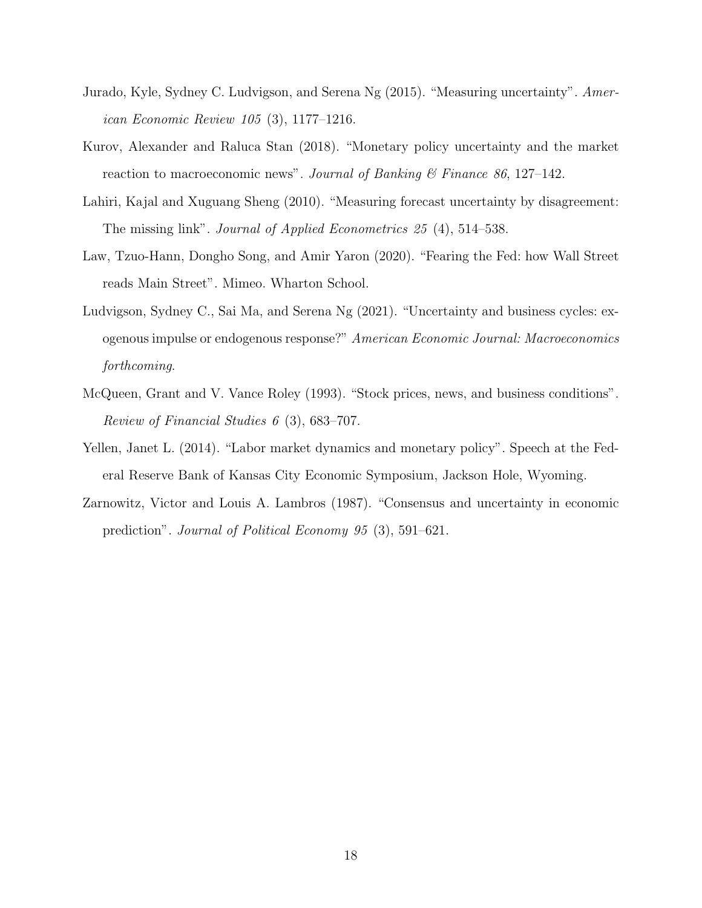Jurado, Kyle, Sydney C. Ludvigson, and Serena Ng (2015). "Measuring uncertainty". *American Economic Review 105* (3), 1177–1216.

Kurov, Alexander and Raluca Stan (2018). "Monetary policy uncertainty and the market reaction to macroeconomic news". *Journal of Banking & Finance 86*, 127–142.

Lahiri, Kajal and Xuguang Sheng (2010). "Measuring forecast uncertainty by disagreement: The missing link". *Journal of Applied Econometrics 25* (4), 514–538.

Law, Tzuo-Hann, Dongho Song, and Amir Yaron (2020). "Fearing the Fed: how Wall Street reads Main Street". Mimeo. Wharton School.

Ludvigson, Sydney C., Sai Ma, and Serena Ng (2021). "Uncertainty and business cycles: exogenous impulse or endogenous response?" *American Economic Journal: Macroeconomics forthcoming*.

McQueen, Grant and V. Vance Roley (1993). "Stock prices, news, and business conditions". *Review of Financial Studies 6* (3), 683–707.

Yellen, Janet L. (2014). "Labor market dynamics and monetary policy". Speech at the Federal Reserve Bank of Kansas City Economic Symposium, Jackson Hole, Wyoming.

Zarnowitz, Victor and Louis A. Lambros (1987). "Consensus and uncertainty in economic prediction". *Journal of Political Economy 95* (3), 591–621.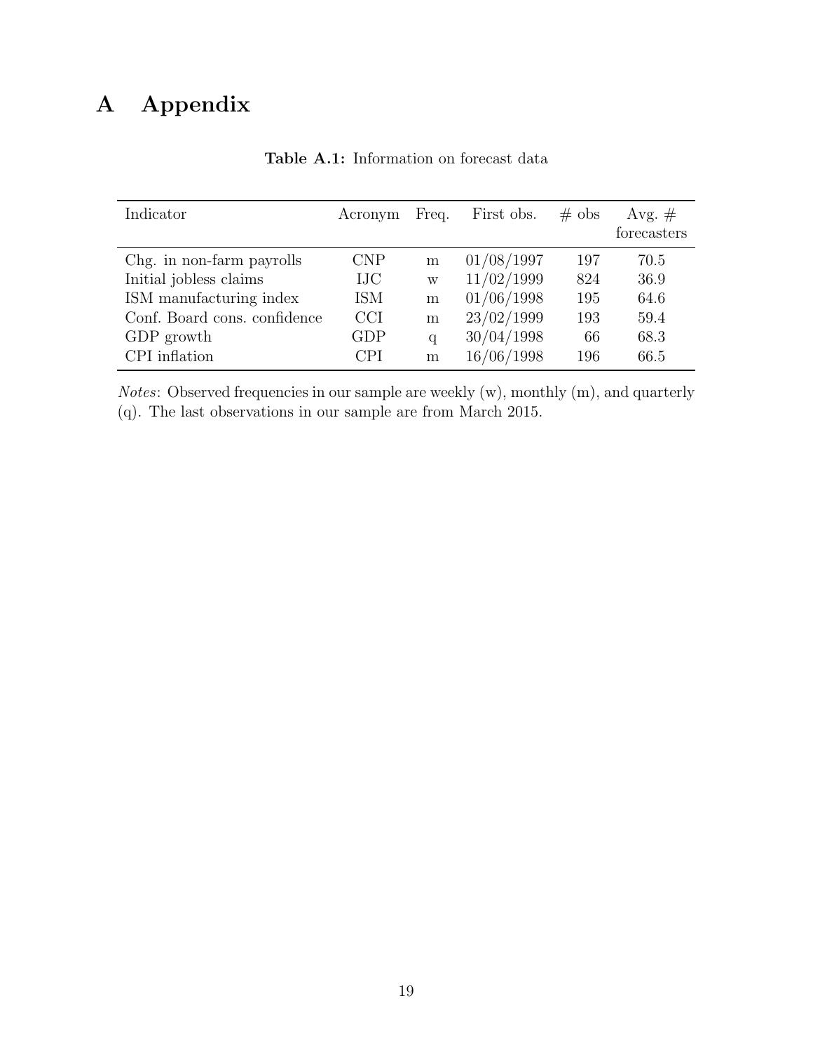# A Appendix

**Table A.1:** Information on forecast data

| Indicator | Acronym | Freq. | First obs. | # obs | Avg. # forecasters |
|---|---|---|---|---|---|
| Chg. in non-farm payrolls | CNP | m | 01/08/1997 | 197 | 70.5 |
| Initial jobless claims | IJC | w | 11/02/1999 | 824 | 36.9 |
| ISM manufacturing index | ISM | m | 01/06/1998 | 195 | 64.6 |
| Conf. Board cons. confidence | CCI | m | 23/02/1999 | 193 | 59.4 |
| GDP growth | GDP | q | 30/04/1998 | 66 | 68.3 |
| CPI inflation | CPI | m | 16/06/1998 | 196 | 66.5 |

*Notes*: Observed frequencies in our sample are weekly (w), monthly (m), and quarterly (q). The last observations in our sample are from March 2015.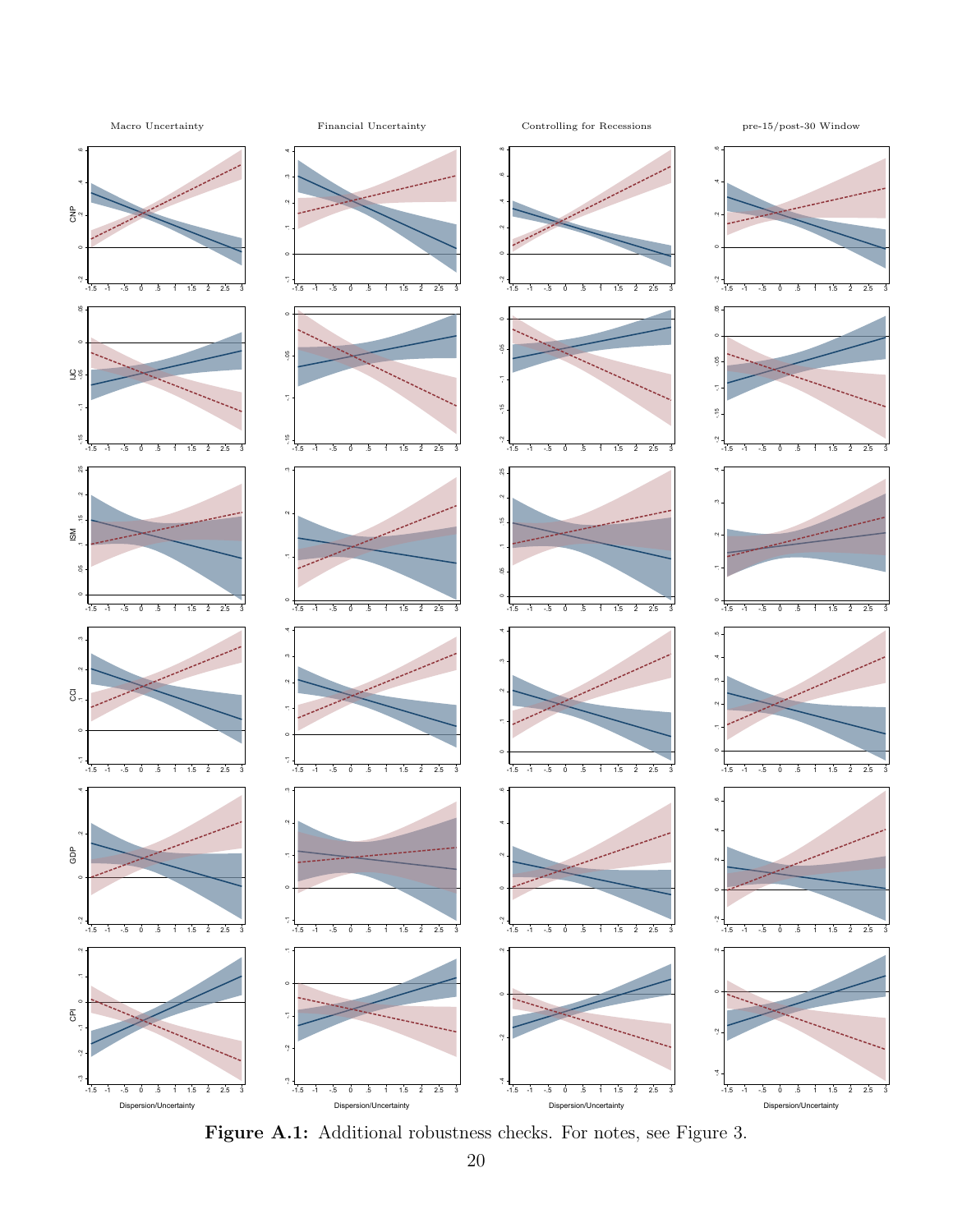Macro Uncertainty

Financial Uncertainty

Controlling for Recessions

pre-15/post-30 Window

CNP

UC

ISM

CCI

GDP

CPI

Dispersion/Uncertainty

Dispersion/Uncertainty

Dispersion/Uncertainty

Dispersion/Uncertainty

**Figure A.1:** Additional robustness checks. For notes, see Figure 3.